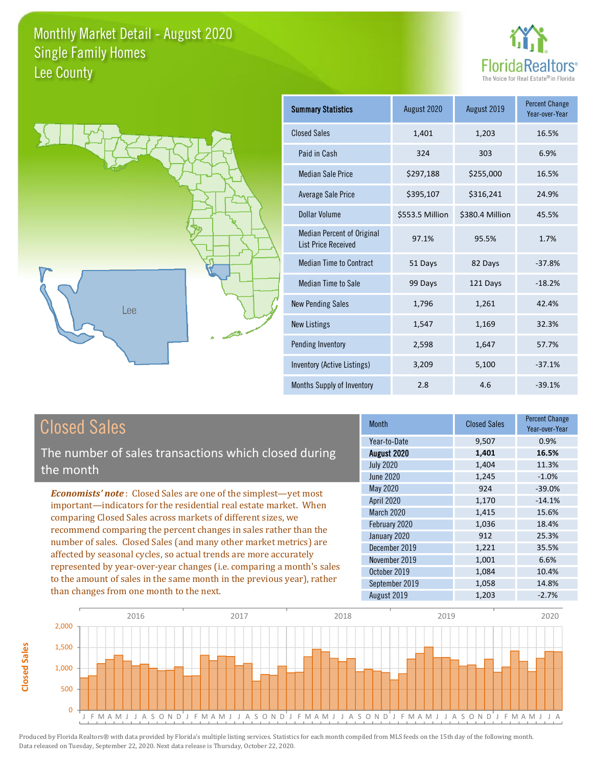# Monthly Market Detail - August 2020
## Single Family Homes
## Lee County

FloridaRealtors® The Voice for Real Estate® in Florida

| Summary Statistics | August 2020 | August 2019 | Percent Change Year-over-Year |
|---|---|---|---|
| Closed Sales | 1,401 | 1,203 | 16.5% |
| Paid in Cash | 324 | 303 | 6.9% |
| Median Sale Price | $297,188 | $255,000 | 16.5% |
| Average Sale Price | $395,107 | $316,241 | 24.9% |
| Dollar Volume | $553.5 Million | $380.4 Million | 45.5% |
| Median Percent of Original List Price Received | 97.1% | 95.5% | 1.7% |
| Median Time to Contract | 51 Days | 82 Days | -37.8% |
| Median Time to Sale | 99 Days | 121 Days | -18.2% |
| New Pending Sales | 1,796 | 1,261 | 42.4% |
| New Listings | 1,547 | 1,169 | 32.3% |
| Pending Inventory | 2,598 | 1,647 | 57.7% |
| Inventory (Active Listings) | 3,209 | 5,100 | -37.1% |
| Months Supply of Inventory | 2.8 | 4.6 | -39.1% |

## Closed Sales

The number of sales transactions which closed during the month

***Economists' note***: Closed Sales are one of the simplest—yet most important—indicators for the residential real estate market. When comparing Closed Sales across markets of different sizes, we recommend comparing the percent changes in sales rather than the number of sales. Closed Sales (and many other market metrics) are affected by seasonal cycles, so actual trends are more accurately represented by year-over-year changes (i.e. comparing a month's sales to the amount of sales in the same month in the previous year), rather than changes from one month to the next.

| Month | Closed Sales | Percent Change Year-over-Year |
|---|---|---|
| Year-to-Date | 9,507 | 0.9% |
| **August 2020** | **1,401** | **16.5%** |
| July 2020 | 1,404 | 11.3% |
| June 2020 | 1,245 | -1.0% |
| May 2020 | 924 | -39.0% |
| April 2020 | 1,170 | -14.1% |
| March 2020 | 1,415 | 15.6% |
| February 2020 | 1,036 | 18.4% |
| January 2020 | 912 | 25.3% |
| December 2019 | 1,221 | 35.5% |
| November 2019 | 1,001 | 6.6% |
| October 2019 | 1,084 | 10.4% |
| September 2019 | 1,058 | 14.8% |
| August 2019 | 1,203 | -2.7% |

Produced by Florida Realtors® with data provided by Florida's multiple listing services. Statistics for each month compiled from MLS feeds on the 15th day of the following month. Data released on Tuesday, September 22, 2020. Next data release is Thursday, October 22, 2020.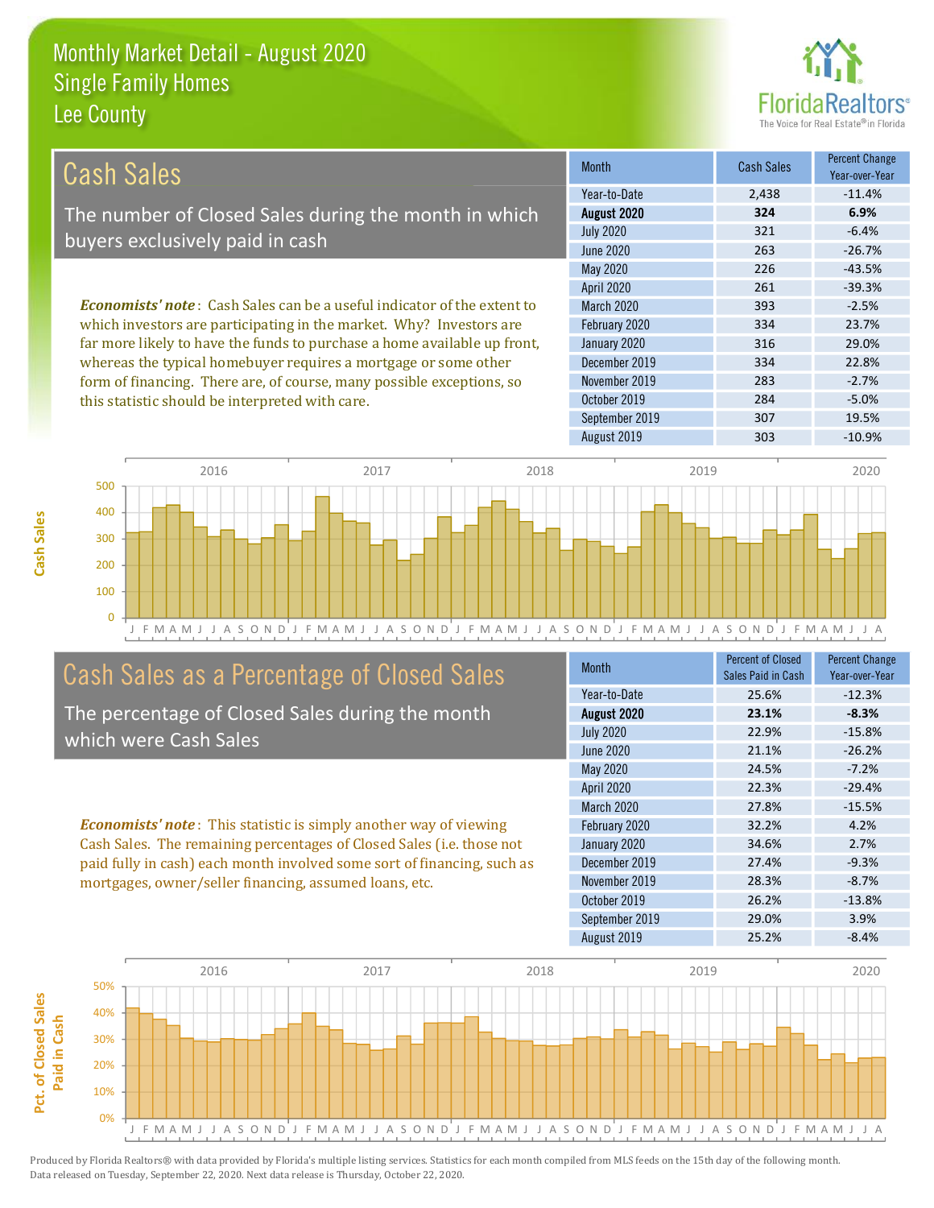# Monthly Market Detail - August 2020
## Single Family Homes
## Lee County

## Cash Sales

The number of Closed Sales during the month in which buyers exclusively paid in cash

*Economists' note*: Cash Sales can be a useful indicator of the extent to which investors are participating in the market. Why? Investors are far more likely to have the funds to purchase a home available up front, whereas the typical homebuyer requires a mortgage or some other form of financing. There are, of course, many possible exceptions, so this statistic should be interpreted with care.

| Month | Cash Sales | Percent Change Year-over-Year |
|---|---|---|
| Year-to-Date | 2,438 | -11.4% |
| **August 2020** | **324** | **6.9%** |
| July 2020 | 321 | -6.4% |
| June 2020 | 263 | -26.7% |
| May 2020 | 226 | -43.5% |
| April 2020 | 261 | -39.3% |
| March 2020 | 393 | -2.5% |
| February 2020 | 334 | 23.7% |
| January 2020 | 316 | 29.0% |
| December 2019 | 334 | 22.8% |
| November 2019 | 283 | -2.7% |
| October 2019 | 284 | -5.0% |
| September 2019 | 307 | 19.5% |
| August 2019 | 303 | -10.9% |

## Cash Sales as a Percentage of Closed Sales

The percentage of Closed Sales during the month which were Cash Sales

*Economists' note*: This statistic is simply another way of viewing Cash Sales. The remaining percentages of Closed Sales (i.e. those not paid fully in cash) each month involved some sort of financing, such as mortgages, owner/seller financing, assumed loans, etc.

| Month | Percent of Closed Sales Paid in Cash | Percent Change Year-over-Year |
|---|---|---|
| Year-to-Date | 25.6% | -12.3% |
| **August 2020** | **23.1%** | **-8.3%** |
| July 2020 | 22.9% | -15.8% |
| June 2020 | 21.1% | -26.2% |
| May 2020 | 24.5% | -7.2% |
| April 2020 | 22.3% | -29.4% |
| March 2020 | 27.8% | -15.5% |
| February 2020 | 32.2% | 4.2% |
| January 2020 | 34.6% | 2.7% |
| December 2019 | 27.4% | -9.3% |
| November 2019 | 28.3% | -8.7% |
| October 2019 | 26.2% | -13.8% |
| September 2019 | 29.0% | 3.9% |
| August 2019 | 25.2% | -8.4% |

Produced by Florida Realtors® with data provided by Florida's multiple listing services. Statistics for each month compiled from MLS feeds on the 15th day of the following month. Data released on Tuesday, September 22, 2020. Next data release is Thursday, October 22, 2020.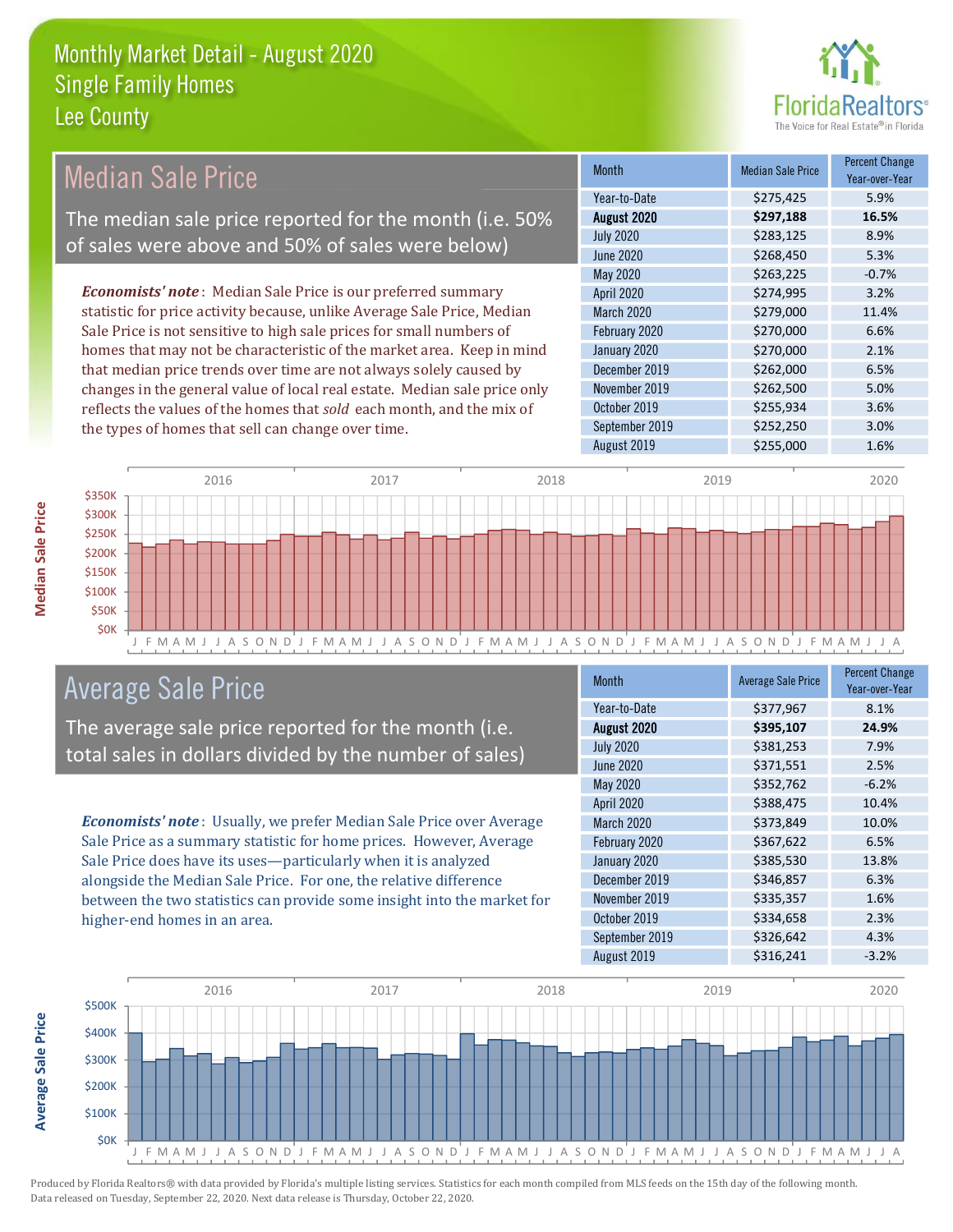# Monthly Market Detail - August 2020
## Single Family Homes
## Lee County

## Median Sale Price

The median sale price reported for the month (i.e. 50% of sales were above and 50% of sales were below)

*Economists' note*: Median Sale Price is our preferred summary statistic for price activity because, unlike Average Sale Price, Median Sale Price is not sensitive to high sale prices for small numbers of homes that may not be characteristic of the market area. Keep in mind that median price trends over time are not always solely caused by changes in the general value of local real estate. Median sale price only reflects the values of the homes that *sold* each month, and the mix of the types of homes that sell can change over time.

| Month | Median Sale Price | Percent Change Year-over-Year |
|---|---|---|
| Year-to-Date | $275,425 | 5.9% |
| **August 2020** | **$297,188** | **16.5%** |
| July 2020 | $283,125 | 8.9% |
| June 2020 | $268,450 | 5.3% |
| May 2020 | $263,225 | -0.7% |
| April 2020 | $274,995 | 3.2% |
| March 2020 | $279,000 | 11.4% |
| February 2020 | $270,000 | 6.6% |
| January 2020 | $270,000 | 2.1% |
| December 2019 | $262,000 | 6.5% |
| November 2019 | $262,500 | 5.0% |
| October 2019 | $255,934 | 3.6% |
| September 2019 | $252,250 | 3.0% |
| August 2019 | $255,000 | 1.6% |

## Average Sale Price

The average sale price reported for the month (i.e. total sales in dollars divided by the number of sales)

*Economists' note*: Usually, we prefer Median Sale Price over Average Sale Price as a summary statistic for home prices. However, Average Sale Price does have its uses—particularly when it is analyzed alongside the Median Sale Price. For one, the relative difference between the two statistics can provide some insight into the market for higher-end homes in an area.

| Month | Average Sale Price | Percent Change Year-over-Year |
|---|---|---|
| Year-to-Date | $377,967 | 8.1% |
| **August 2020** | **$395,107** | **24.9%** |
| July 2020 | $381,253 | 7.9% |
| June 2020 | $371,551 | 2.5% |
| May 2020 | $352,762 | -6.2% |
| April 2020 | $388,475 | 10.4% |
| March 2020 | $373,849 | 10.0% |
| February 2020 | $367,622 | 6.5% |
| January 2020 | $385,530 | 13.8% |
| December 2019 | $346,857 | 6.3% |
| November 2019 | $335,357 | 1.6% |
| October 2019 | $334,658 | 2.3% |
| September 2019 | $326,642 | 4.3% |
| August 2019 | $316,241 | -3.2% |

Produced by Florida Realtors® with data provided by Florida's multiple listing services. Statistics for each month compiled from MLS feeds on the 15th day of the following month. Data released on Tuesday, September 22, 2020. Next data release is Thursday, October 22, 2020.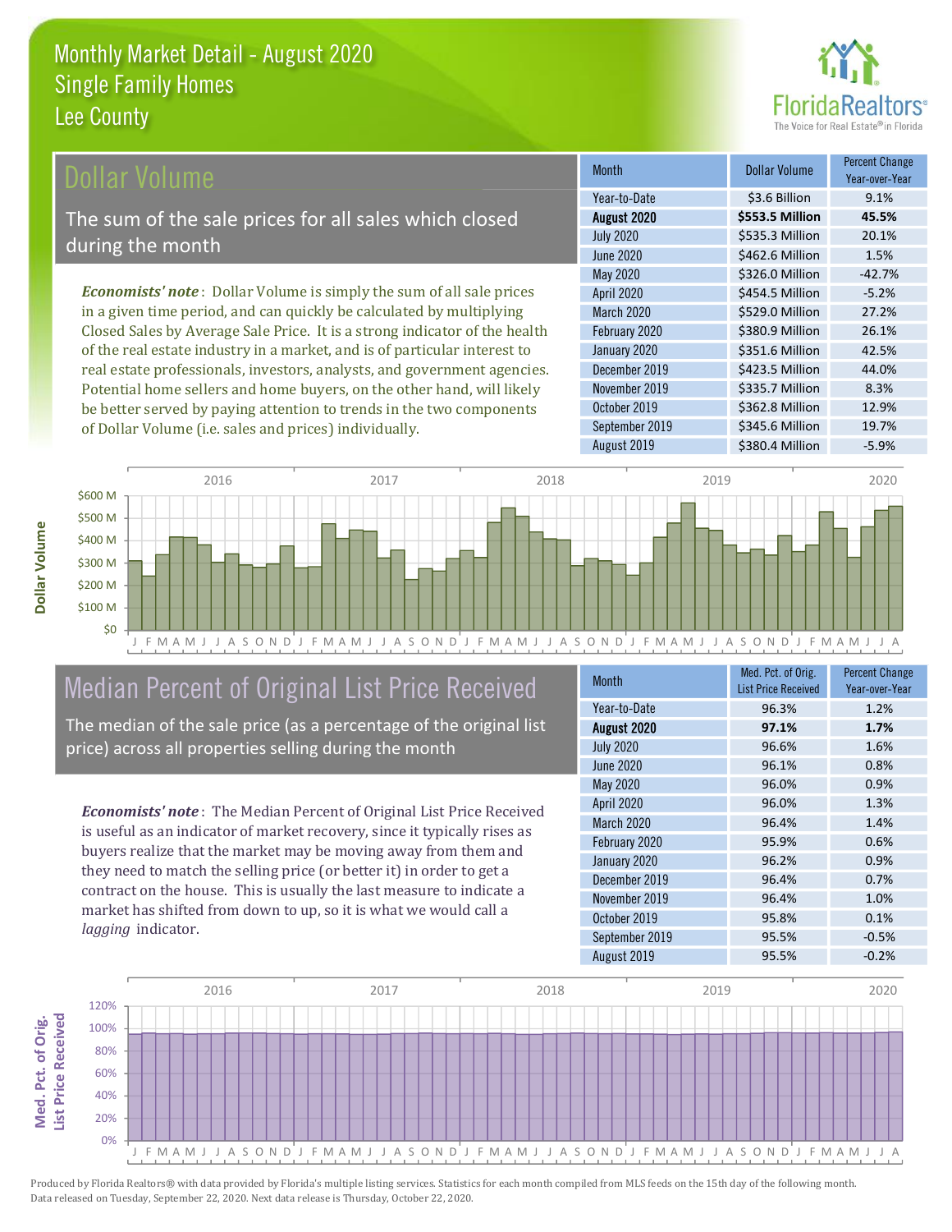# Monthly Market Detail - August 2020
## Single Family Homes
## Lee County

## Dollar Volume

The sum of the sale prices for all sales which closed during the month

***Economists' note***: Dollar Volume is simply the sum of all sale prices in a given time period, and can quickly be calculated by multiplying Closed Sales by Average Sale Price. It is a strong indicator of the health of the real estate industry in a market, and is of particular interest to real estate professionals, investors, analysts, and government agencies. Potential home sellers and home buyers, on the other hand, will likely be better served by paying attention to trends in the two components of Dollar Volume (i.e. sales and prices) individually.

| Month | Dollar Volume | Percent Change Year-over-Year |
|---|---|---|
| Year-to-Date | $3.6 Billion | 9.1% |
| **August 2020** | **$553.5 Million** | **45.5%** |
| July 2020 | $535.3 Million | 20.1% |
| June 2020 | $462.6 Million | 1.5% |
| May 2020 | $326.0 Million | -42.7% |
| April 2020 | $454.5 Million | -5.2% |
| March 2020 | $529.0 Million | 27.2% |
| February 2020 | $380.9 Million | 26.1% |
| January 2020 | $351.6 Million | 42.5% |
| December 2019 | $423.5 Million | 44.0% |
| November 2019 | $335.7 Million | 8.3% |
| October 2019 | $362.8 Million | 12.9% |
| September 2019 | $345.6 Million | 19.7% |
| August 2019 | $380.4 Million | -5.9% |

## Median Percent of Original List Price Received

The median of the sale price (as a percentage of the original list price) across all properties selling during the month

***Economists' note***: The Median Percent of Original List Price Received is useful as an indicator of market recovery, since it typically rises as buyers realize that the market may be moving away from them and they need to match the selling price (or better it) in order to get a contract on the house. This is usually the last measure to indicate a market has shifted from down to up, so it is what we would call a *lagging* indicator.

| Month | Med. Pct. of Orig. List Price Received | Percent Change Year-over-Year |
|---|---|---|
| Year-to-Date | 96.3% | 1.2% |
| **August 2020** | **97.1%** | **1.7%** |
| July 2020 | 96.6% | 1.6% |
| June 2020 | 96.1% | 0.8% |
| May 2020 | 96.0% | 0.9% |
| April 2020 | 96.0% | 1.3% |
| March 2020 | 96.4% | 1.4% |
| February 2020 | 95.9% | 0.6% |
| January 2020 | 96.2% | 0.9% |
| December 2019 | 96.4% | 0.7% |
| November 2019 | 96.4% | 1.0% |
| October 2019 | 95.8% | 0.1% |
| September 2019 | 95.5% | -0.5% |
| August 2019 | 95.5% | -0.2% |

Produced by Florida Realtors® with data provided by Florida's multiple listing services. Statistics for each month compiled from MLS feeds on the 15th day of the following month. Data released on Tuesday, September 22, 2020. Next data release is Thursday, October 22, 2020.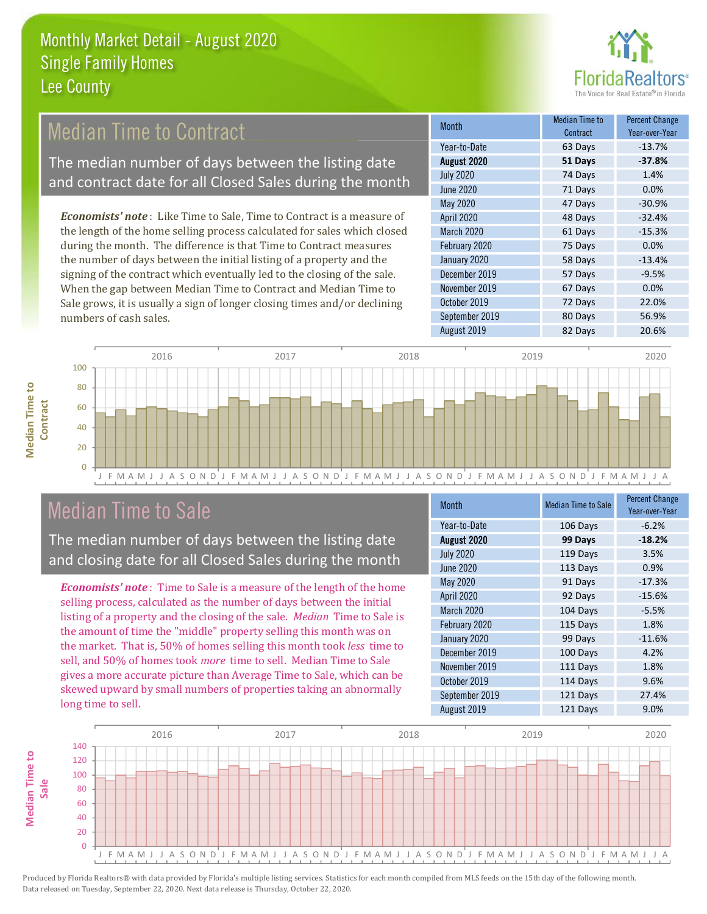# Monthly Market Detail - August 2020
## Single Family Homes
## Lee County

## Median Time to Contract

The median number of days between the listing date and contract date for all Closed Sales during the month

*Economists' note*: Like Time to Sale, Time to Contract is a measure of the length of the home selling process calculated for sales which closed during the month. The difference is that Time to Contract measures the number of days between the initial listing of a property and the signing of the contract which eventually led to the closing of the sale. When the gap between Median Time to Contract and Median Time to Sale grows, it is usually a sign of longer closing times and/or declining numbers of cash sales.

| Month | Median Time to Contract | Percent Change Year-over-Year |
|---|---|---|
| Year-to-Date | 63 Days | -13.7% |
| **August 2020** | **51 Days** | **-37.8%** |
| July 2020 | 74 Days | 1.4% |
| June 2020 | 71 Days | 0.0% |
| May 2020 | 47 Days | -30.9% |
| April 2020 | 48 Days | -32.4% |
| March 2020 | 61 Days | -15.3% |
| February 2020 | 75 Days | 0.0% |
| January 2020 | 58 Days | -13.4% |
| December 2019 | 57 Days | -9.5% |
| November 2019 | 67 Days | 0.0% |
| October 2019 | 72 Days | 22.0% |
| September 2019 | 80 Days | 56.9% |
| August 2019 | 82 Days | 20.6% |

## Median Time to Sale

The median number of days between the listing date and closing date for all Closed Sales during the month

*Economists' note*: Time to Sale is a measure of the length of the home selling process, calculated as the number of days between the initial listing of a property and the closing of the sale. *Median* Time to Sale is the amount of time the "middle" property selling this month was on the market. That is, 50% of homes selling this month took *less* time to sell, and 50% of homes took *more* time to sell. Median Time to Sale gives a more accurate picture than Average Time to Sale, which can be skewed upward by small numbers of properties taking an abnormally long time to sell.

| Month | Median Time to Sale | Percent Change Year-over-Year |
|---|---|---|
| Year-to-Date | 106 Days | -6.2% |
| **August 2020** | **99 Days** | **-18.2%** |
| July 2020 | 119 Days | 3.5% |
| June 2020 | 113 Days | 0.9% |
| May 2020 | 91 Days | -17.3% |
| April 2020 | 92 Days | -15.6% |
| March 2020 | 104 Days | -5.5% |
| February 2020 | 115 Days | 1.8% |
| January 2020 | 99 Days | -11.6% |
| December 2019 | 100 Days | 4.2% |
| November 2019 | 111 Days | 1.8% |
| October 2019 | 114 Days | 9.6% |
| September 2019 | 121 Days | 27.4% |
| August 2019 | 121 Days | 9.0% |

Produced by Florida Realtors® with data provided by Florida's multiple listing services. Statistics for each month compiled from MLS feeds on the 15th day of the following month. Data released on Tuesday, September 22, 2020. Next data release is Thursday, October 22, 2020.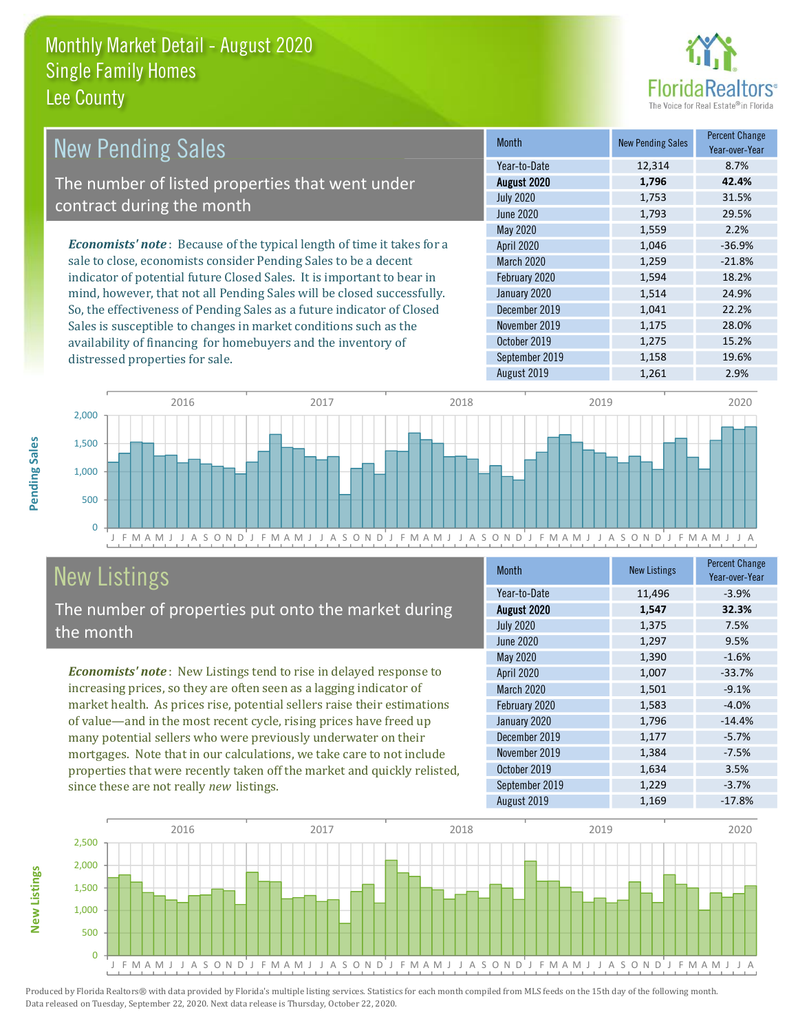# Monthly Market Detail - August 2020
## Single Family Homes
## Lee County

FloridaRealtors® The Voice for Real Estate® in Florida

## New Pending Sales

The number of listed properties that went under contract during the month

*Economists' note*: Because of the typical length of time it takes for a sale to close, economists consider Pending Sales to be a decent indicator of potential future Closed Sales. It is important to bear in mind, however, that not all Pending Sales will be closed successfully. So, the effectiveness of Pending Sales as a future indicator of Closed Sales is susceptible to changes in market conditions such as the availability of financing for homebuyers and the inventory of distressed properties for sale.

| Month | New Pending Sales | Percent Change Year-over-Year |
|---|---|---|
| Year-to-Date | 12,314 | 8.7% |
| **August 2020** | **1,796** | **42.4%** |
| July 2020 | 1,753 | 31.5% |
| June 2020 | 1,793 | 29.5% |
| May 2020 | 1,559 | 2.2% |
| April 2020 | 1,046 | -36.9% |
| March 2020 | 1,259 | -21.8% |
| February 2020 | 1,594 | 18.2% |
| January 2020 | 1,514 | 24.9% |
| December 2019 | 1,041 | 22.2% |
| November 2019 | 1,175 | 28.0% |
| October 2019 | 1,275 | 15.2% |
| September 2019 | 1,158 | 19.6% |
| August 2019 | 1,261 | 2.9% |

## New Listings

The number of properties put onto the market during the month

*Economists' note*: New Listings tend to rise in delayed response to increasing prices, so they are often seen as a lagging indicator of market health. As prices rise, potential sellers raise their estimations of value—and in the most recent cycle, rising prices have freed up many potential sellers who were previously underwater on their mortgages. Note that in our calculations, we take care to not include properties that were recently taken off the market and quickly relisted, since these are not really *new* listings.

| Month | New Listings | Percent Change Year-over-Year |
|---|---|---|
| Year-to-Date | 11,496 | -3.9% |
| **August 2020** | **1,547** | **32.3%** |
| July 2020 | 1,375 | 7.5% |
| June 2020 | 1,297 | 9.5% |
| May 2020 | 1,390 | -1.6% |
| April 2020 | 1,007 | -33.7% |
| March 2020 | 1,501 | -9.1% |
| February 2020 | 1,583 | -4.0% |
| January 2020 | 1,796 | -14.4% |
| December 2019 | 1,177 | -5.7% |
| November 2019 | 1,384 | -7.5% |
| October 2019 | 1,634 | 3.5% |
| September 2019 | 1,229 | -3.7% |
| August 2019 | 1,169 | -17.8% |

Produced by Florida Realtors® with data provided by Florida's multiple listing services. Statistics for each month compiled from MLS feeds on the 15th day of the following month. Data released on Tuesday, September 22, 2020. Next data release is Thursday, October 22, 2020.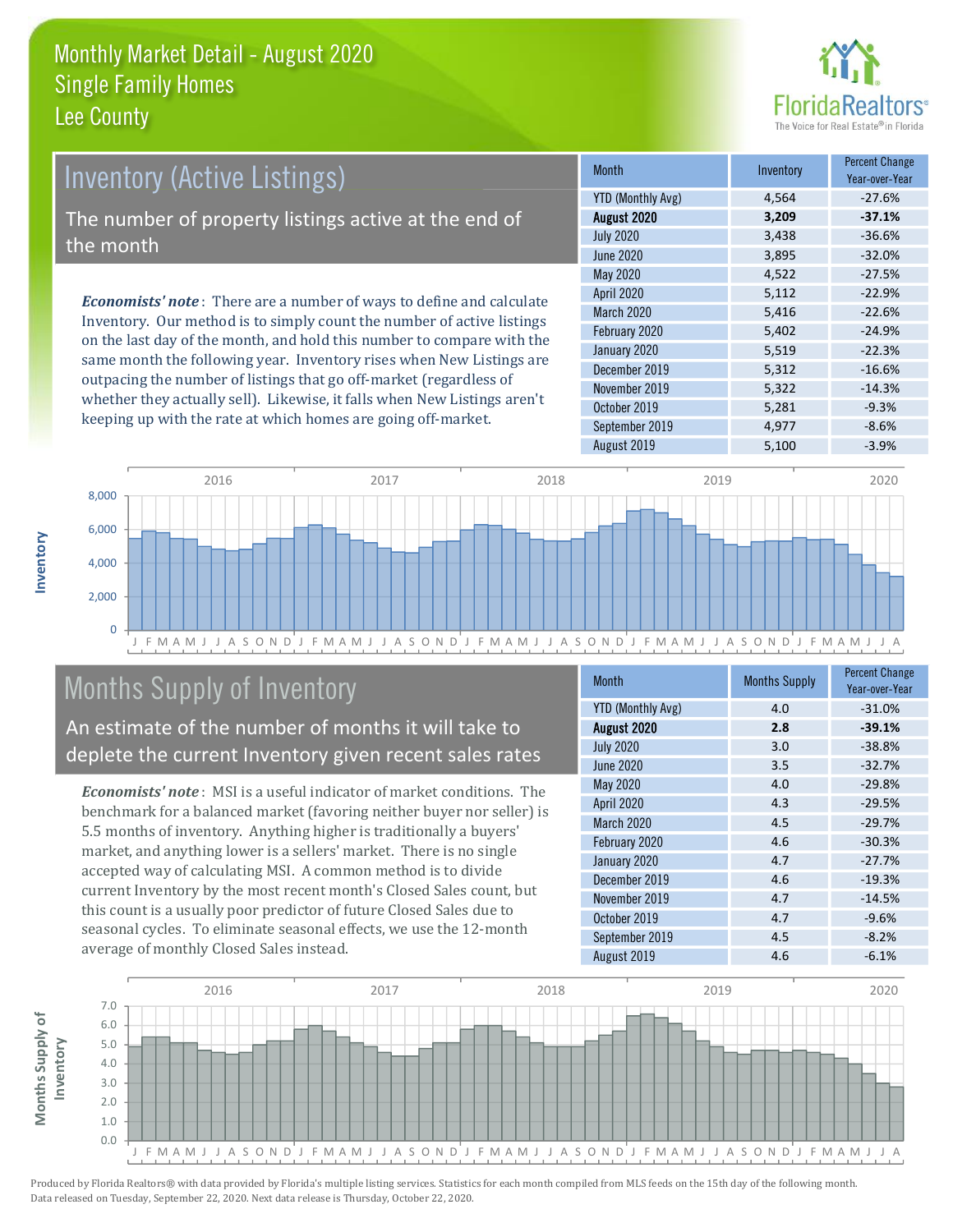# Monthly Market Detail - August 2020
## Single Family Homes
## Lee County

## Inventory (Active Listings)

The number of property listings active at the end of the month

***Economists' note***: There are a number of ways to define and calculate Inventory. Our method is to simply count the number of active listings on the last day of the month, and hold this number to compare with the same month the following year. Inventory rises when New Listings are outpacing the number of listings that go off-market (regardless of whether they actually sell). Likewise, it falls when New Listings aren't keeping up with the rate at which homes are going off-market.

| Month | Inventory | Percent Change Year-over-Year |
|---|---|---|
| YTD (Monthly Avg) | 4,564 | -27.6% |
| **August 2020** | **3,209** | **-37.1%** |
| July 2020 | 3,438 | -36.6% |
| June 2020 | 3,895 | -32.0% |
| May 2020 | 4,522 | -27.5% |
| April 2020 | 5,112 | -22.9% |
| March 2020 | 5,416 | -22.6% |
| February 2020 | 5,402 | -24.9% |
| January 2020 | 5,519 | -22.3% |
| December 2019 | 5,312 | -16.6% |
| November 2019 | 5,322 | -14.3% |
| October 2019 | 5,281 | -9.3% |
| September 2019 | 4,977 | -8.6% |
| August 2019 | 5,100 | -3.9% |

## Months Supply of Inventory

An estimate of the number of months it will take to deplete the current Inventory given recent sales rates

***Economists' note***: MSI is a useful indicator of market conditions. The benchmark for a balanced market (favoring neither buyer nor seller) is 5.5 months of inventory. Anything higher is traditionally a buyers' market, and anything lower is a sellers' market. There is no single accepted way of calculating MSI. A common method is to divide current Inventory by the most recent month's Closed Sales count, but this count is a usually poor predictor of future Closed Sales due to seasonal cycles. To eliminate seasonal effects, we use the 12-month average of monthly Closed Sales instead.

| Month | Months Supply | Percent Change Year-over-Year |
|---|---|---|
| YTD (Monthly Avg) | 4.0 | -31.0% |
| **August 2020** | **2.8** | **-39.1%** |
| July 2020 | 3.0 | -38.8% |
| June 2020 | 3.5 | -32.7% |
| May 2020 | 4.0 | -29.8% |
| April 2020 | 4.3 | -29.5% |
| March 2020 | 4.5 | -29.7% |
| February 2020 | 4.6 | -30.3% |
| January 2020 | 4.7 | -27.7% |
| December 2019 | 4.6 | -19.3% |
| November 2019 | 4.7 | -14.5% |
| October 2019 | 4.7 | -9.6% |
| September 2019 | 4.5 | -8.2% |
| August 2019 | 4.6 | -6.1% |

Produced by Florida Realtors® with data provided by Florida's multiple listing services. Statistics for each month compiled from MLS feeds on the 15th day of the following month. Data released on Tuesday, September 22, 2020. Next data release is Thursday, October 22, 2020.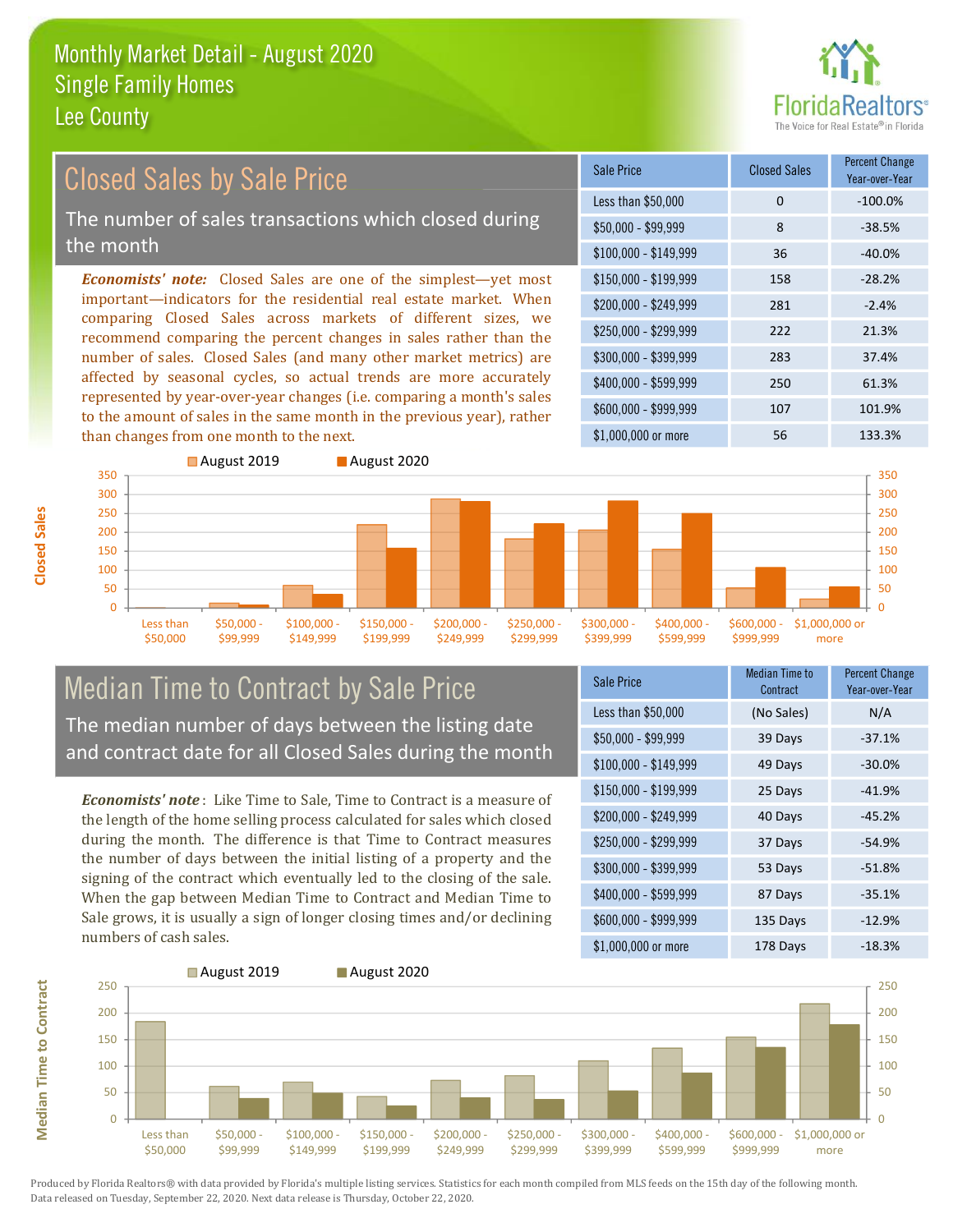# Monthly Market Detail - August 2020
## Single Family Homes
## Lee County

## Closed Sales by Sale Price

The number of sales transactions which closed during the month

***Economists' note:*** Closed Sales are one of the simplest—yet most important—indicators for the residential real estate market. When comparing Closed Sales across markets of different sizes, we recommend comparing the percent changes in sales rather than the number of sales. Closed Sales (and many other market metrics) are affected by seasonal cycles, so actual trends are more accurately represented by year-over-year changes (i.e. comparing a month's sales to the amount of sales in the same month in the previous year), rather than changes from one month to the next.

| Sale Price | Closed Sales | Percent Change Year-over-Year |
|---|---|---|
| Less than $50,000 | 0 | -100.0% |
| $50,000 - $99,999 | 8 | -38.5% |
| $100,000 - $149,999 | 36 | -40.0% |
| $150,000 - $199,999 | 158 | -28.2% |
| $200,000 - $249,999 | 281 | -2.4% |
| $250,000 - $299,999 | 222 | 21.3% |
| $300,000 - $399,999 | 283 | 37.4% |
| $400,000 - $599,999 | 250 | 61.3% |
| $600,000 - $999,999 | 107 | 101.9% |
| $1,000,000 or more | 56 | 133.3% |

## Median Time to Contract by Sale Price

The median number of days between the listing date and contract date for all Closed Sales during the month

***Economists' note***: Like Time to Sale, Time to Contract is a measure of the length of the home selling process calculated for sales which closed during the month. The difference is that Time to Contract measures the number of days between the initial listing of a property and the signing of the contract which eventually led to the closing of the sale. When the gap between Median Time to Contract and Median Time to Sale grows, it is usually a sign of longer closing times and/or declining numbers of cash sales.

| Sale Price | Median Time to Contract | Percent Change Year-over-Year |
|---|---|---|
| Less than $50,000 | (No Sales) | N/A |
| $50,000 - $99,999 | 39 Days | -37.1% |
| $100,000 - $149,999 | 49 Days | -30.0% |
| $150,000 - $199,999 | 25 Days | -41.9% |
| $200,000 - $249,999 | 40 Days | -45.2% |
| $250,000 - $299,999 | 37 Days | -54.9% |
| $300,000 - $399,999 | 53 Days | -51.8% |
| $400,000 - $599,999 | 87 Days | -35.1% |
| $600,000 - $999,999 | 135 Days | -12.9% |
| $1,000,000 or more | 178 Days | -18.3% |

Produced by Florida Realtors® with data provided by Florida's multiple listing services. Statistics for each month compiled from MLS feeds on the 15th day of the following month. Data released on Tuesday, September 22, 2020. Next data release is Thursday, October 22, 2020.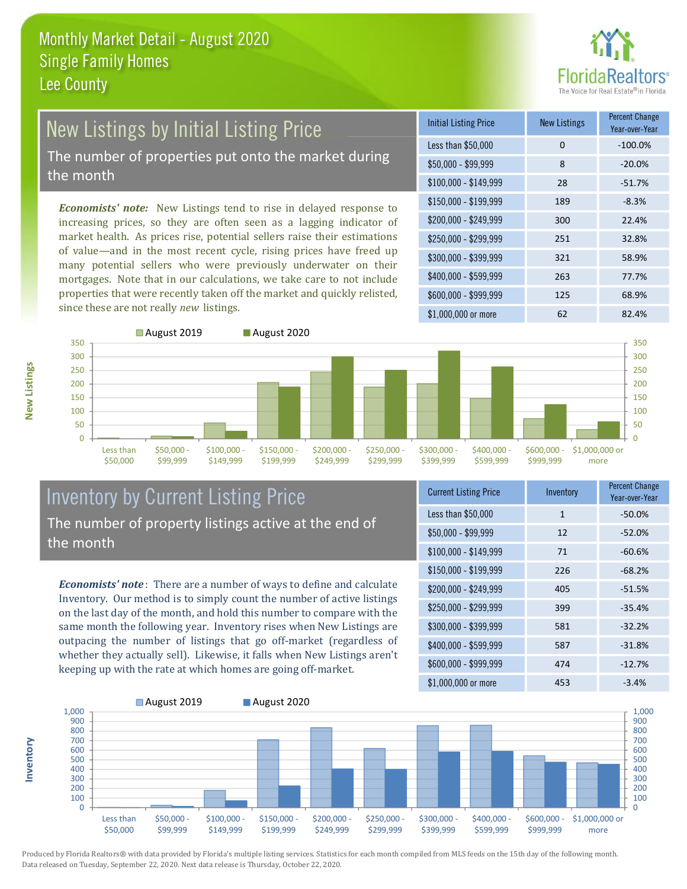# Monthly Market Detail - August 2020
## Single Family Homes
## Lee County

## New Listings by Initial Listing Price

The number of properties put onto the market during the month

*Economists' note:* New Listings tend to rise in delayed response to increasing prices, so they are often seen as a lagging indicator of market health. As prices rise, potential sellers raise their estimations of value—and in the most recent cycle, rising prices have freed up many potential sellers who were previously underwater on their mortgages. Note that in our calculations, we take care to not include properties that were recently taken off the market and quickly relisted, since these are not really *new* listings.

| Initial Listing Price | New Listings | Percent Change Year-over-Year |
|---|---|---|
| Less than $50,000 | 0 | -100.0% |
| $50,000 - $99,999 | 8 | -20.0% |
| $100,000 - $149,999 | 28 | -51.7% |
| $150,000 - $199,999 | 189 | -8.3% |
| $200,000 - $249,999 | 300 | 22.4% |
| $250,000 - $299,999 | 251 | 32.8% |
| $300,000 - $399,999 | 321 | 58.9% |
| $400,000 - $599,999 | 263 | 77.7% |
| $600,000 - $999,999 | 125 | 68.9% |
| $1,000,000 or more | 62 | 82.4% |

## Inventory by Current Listing Price

The number of property listings active at the end of the month

*Economists' note*: There are a number of ways to define and calculate Inventory. Our method is to simply count the number of active listings on the last day of the month, and hold this number to compare with the same month the following year. Inventory rises when New Listings are outpacing the number of listings that go off-market (regardless of whether they actually sell). Likewise, it falls when New Listings aren't keeping up with the rate at which homes are going off-market.

| Current Listing Price | Inventory | Percent Change Year-over-Year |
|---|---|---|
| Less than $50,000 | 1 | -50.0% |
| $50,000 - $99,999 | 12 | -52.0% |
| $100,000 - $149,999 | 71 | -60.6% |
| $150,000 - $199,999 | 226 | -68.2% |
| $200,000 - $249,999 | 405 | -51.5% |
| $250,000 - $299,999 | 399 | -35.4% |
| $300,000 - $399,999 | 581 | -32.2% |
| $400,000 - $599,999 | 587 | -31.8% |
| $600,000 - $999,999 | 474 | -12.7% |
| $1,000,000 or more | 453 | -3.4% |

Produced by Florida Realtors® with data provided by Florida's multiple listing services. Statistics for each month compiled from MLS feeds on the 15th day of the following month. Data released on Tuesday, September 22, 2020. Next data release is Thursday, October 22, 2020.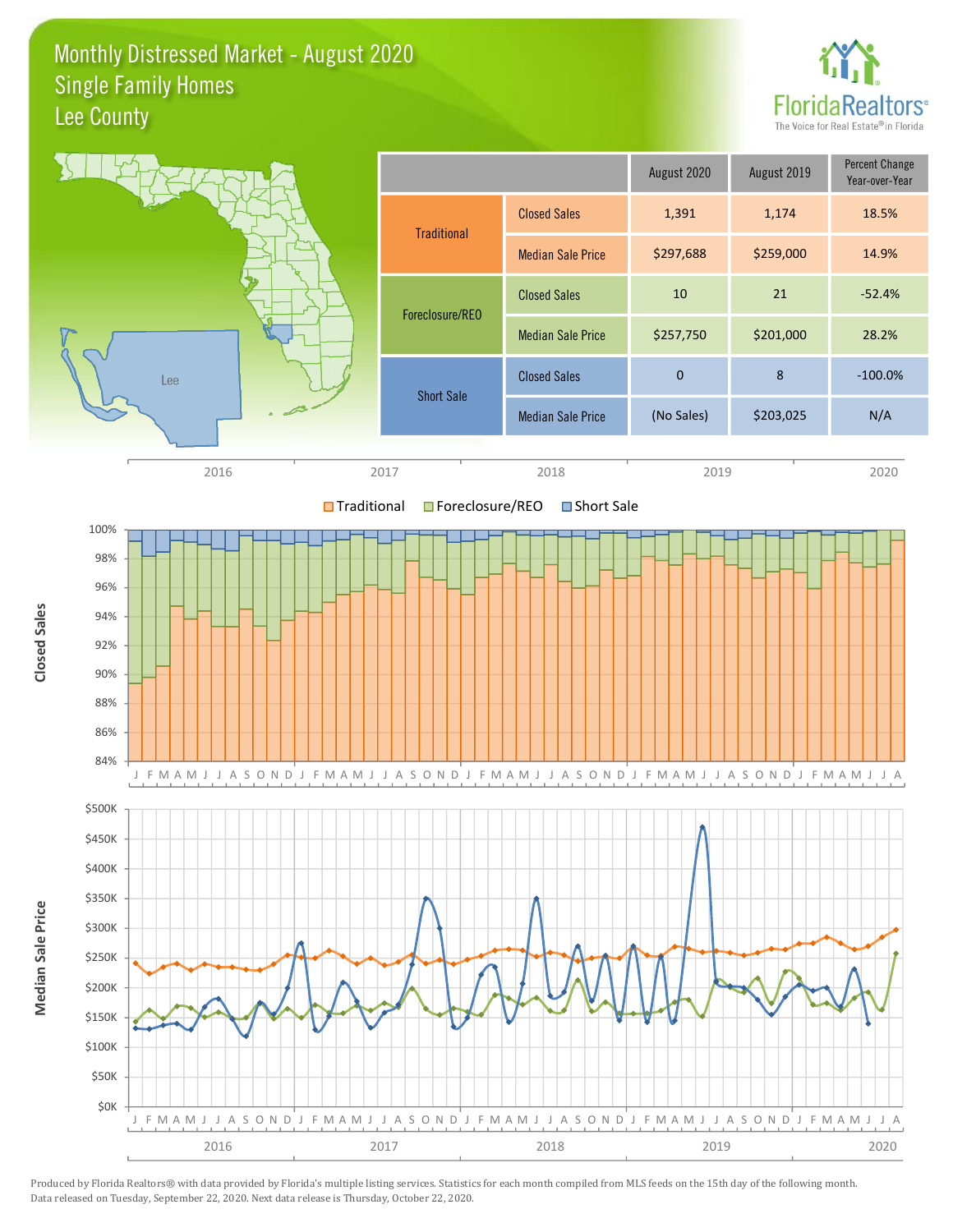# Monthly Distressed Market - August 2020
## Single Family Homes
## Lee County

| | | August 2020 | August 2019 | Percent Change Year-over-Year |
|---|---|---|---|---|
| Traditional | Closed Sales | 1,391 | 1,174 | 18.5% |
| | Median Sale Price | $297,688 | $259,000 | 14.9% |
| Foreclosure/REO | Closed Sales | 10 | 21 | -52.4% |
| | Median Sale Price | $257,750 | $201,000 | 28.2% |
| Short Sale | Closed Sales | 0 | 8 | -100.0% |
| | Median Sale Price | (No Sales) | $203,025 | N/A |

Produced by Florida Realtors® with data provided by Florida's multiple listing services. Statistics for each month compiled from MLS feeds on the 15th day of the following month. Data released on Tuesday, September 22, 2020. Next data release is Thursday, October 22, 2020.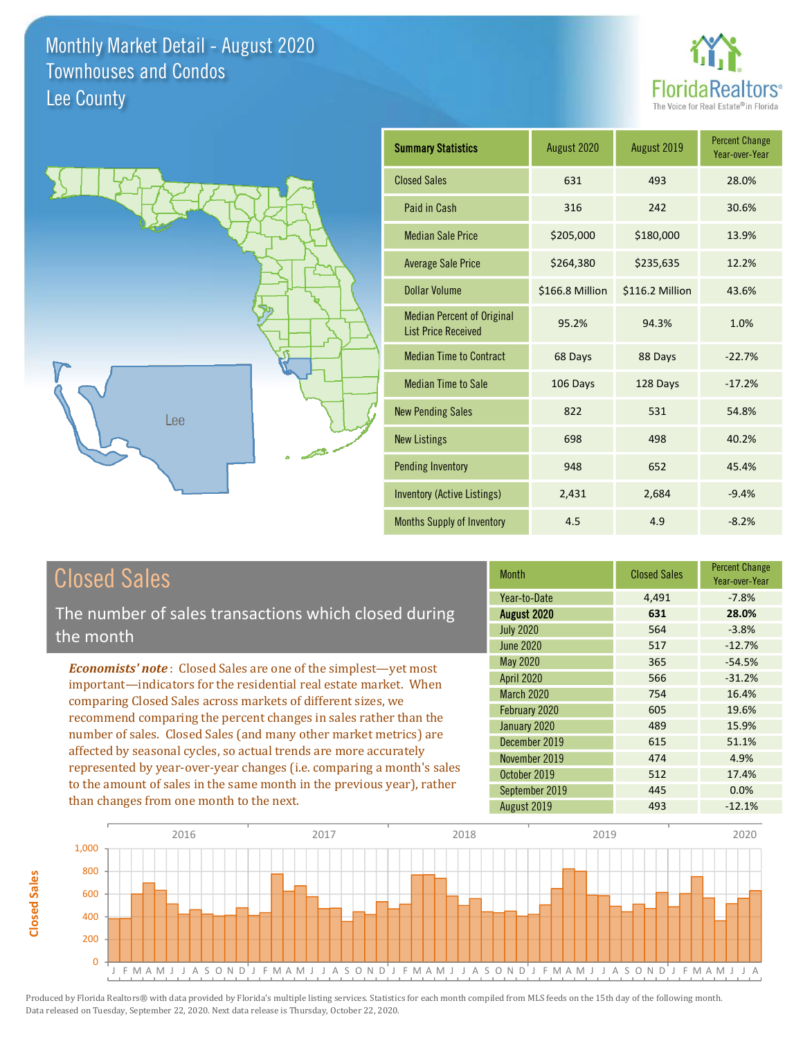# Monthly Market Detail - August 2020
## Townhouses and Condos
## Lee County

FloridaRealtors®
The Voice for Real Estate® in Florida

| Summary Statistics | August 2020 | August 2019 | Percent Change Year-over-Year |
|---|---|---|---|
| Closed Sales | 631 | 493 | 28.0% |
| Paid in Cash | 316 | 242 | 30.6% |
| Median Sale Price | $205,000 | $180,000 | 13.9% |
| Average Sale Price | $264,380 | $235,635 | 12.2% |
| Dollar Volume | $166.8 Million | $116.2 Million | 43.6% |
| Median Percent of Original List Price Received | 95.2% | 94.3% | 1.0% |
| Median Time to Contract | 68 Days | 88 Days | -22.7% |
| Median Time to Sale | 106 Days | 128 Days | -17.2% |
| New Pending Sales | 822 | 531 | 54.8% |
| New Listings | 698 | 498 | 40.2% |
| Pending Inventory | 948 | 652 | 45.4% |
| Inventory (Active Listings) | 2,431 | 2,684 | -9.4% |
| Months Supply of Inventory | 4.5 | 4.9 | -8.2% |

## Closed Sales

The number of sales transactions which closed during the month

***Economists' note***: Closed Sales are one of the simplest—yet most important—indicators for the residential real estate market. When comparing Closed Sales across markets of different sizes, we recommend comparing the percent changes in sales rather than the number of sales. Closed Sales (and many other market metrics) are affected by seasonal cycles, so actual trends are more accurately represented by year-over-year changes (i.e. comparing a month's sales to the amount of sales in the same month in the previous year), rather than changes from one month to the next.

| Month | Closed Sales | Percent Change Year-over-Year |
|---|---|---|
| Year-to-Date | 4,491 | -7.8% |
| **August 2020** | **631** | **28.0%** |
| July 2020 | 564 | -3.8% |
| June 2020 | 517 | -12.7% |
| May 2020 | 365 | -54.5% |
| April 2020 | 566 | -31.2% |
| March 2020 | 754 | 16.4% |
| February 2020 | 605 | 19.6% |
| January 2020 | 489 | 15.9% |
| December 2019 | 615 | 51.1% |
| November 2019 | 474 | 4.9% |
| October 2019 | 512 | 17.4% |
| September 2019 | 445 | 0.0% |
| August 2019 | 493 | -12.1% |

Produced by Florida Realtors® with data provided by Florida's multiple listing services. Statistics for each month compiled from MLS feeds on the 15th day of the following month. Data released on Tuesday, September 22, 2020. Next data release is Thursday, October 22, 2020.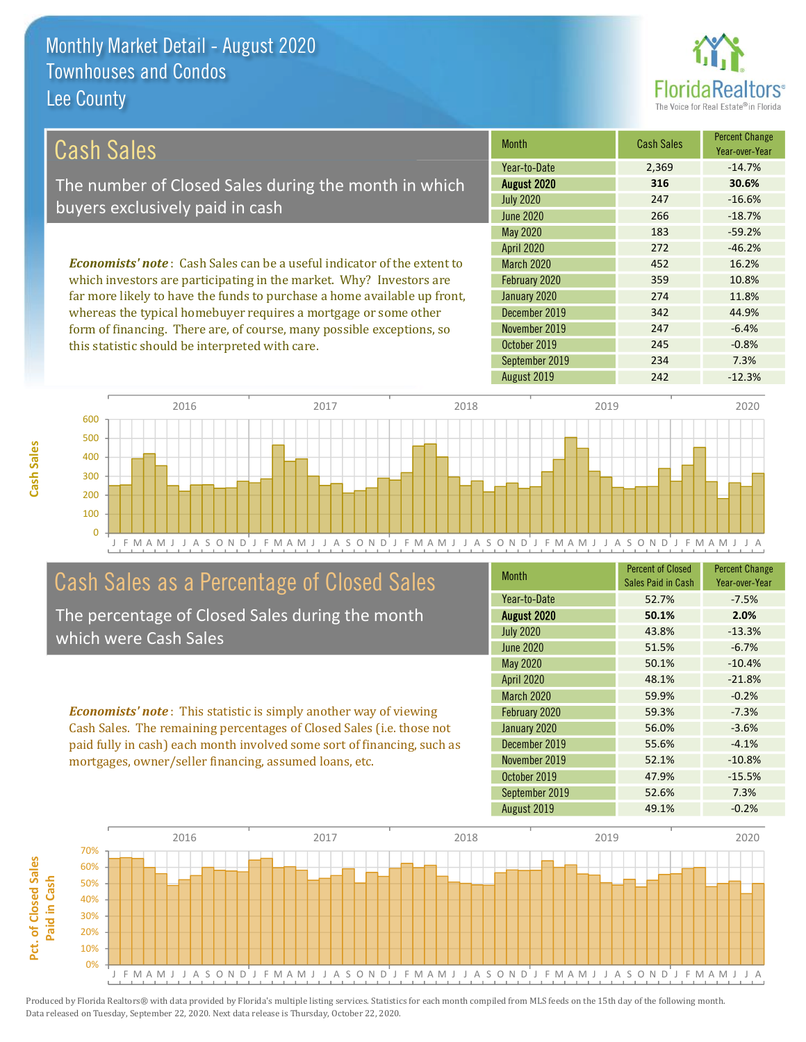# Monthly Market Detail - August 2020
## Townhouses and Condos
## Lee County

## Cash Sales

The number of Closed Sales during the month in which buyers exclusively paid in cash

*Economists' note*: Cash Sales can be a useful indicator of the extent to which investors are participating in the market. Why? Investors are far more likely to have the funds to purchase a home available up front, whereas the typical homebuyer requires a mortgage or some other form of financing. There are, of course, many possible exceptions, so this statistic should be interpreted with care.

| Month | Cash Sales | Percent Change Year-over-Year |
|---|---|---|
| Year-to-Date | 2,369 | -14.7% |
| **August 2020** | **316** | **30.6%** |
| July 2020 | 247 | -16.6% |
| June 2020 | 266 | -18.7% |
| May 2020 | 183 | -59.2% |
| April 2020 | 272 | -46.2% |
| March 2020 | 452 | 16.2% |
| February 2020 | 359 | 10.8% |
| January 2020 | 274 | 11.8% |
| December 2019 | 342 | 44.9% |
| November 2019 | 247 | -6.4% |
| October 2019 | 245 | -0.8% |
| September 2019 | 234 | 7.3% |
| August 2019 | 242 | -12.3% |

## Cash Sales as a Percentage of Closed Sales

The percentage of Closed Sales during the month which were Cash Sales

*Economists' note*: This statistic is simply another way of viewing Cash Sales. The remaining percentages of Closed Sales (i.e. those not paid fully in cash) each month involved some sort of financing, such as mortgages, owner/seller financing, assumed loans, etc.

| Month | Percent of Closed Sales Paid in Cash | Percent Change Year-over-Year |
|---|---|---|
| Year-to-Date | 52.7% | -7.5% |
| **August 2020** | **50.1%** | **2.0%** |
| July 2020 | 43.8% | -13.3% |
| June 2020 | 51.5% | -6.7% |
| May 2020 | 50.1% | -10.4% |
| April 2020 | 48.1% | -21.8% |
| March 2020 | 59.9% | -0.2% |
| February 2020 | 59.3% | -7.3% |
| January 2020 | 56.0% | -3.6% |
| December 2019 | 55.6% | -4.1% |
| November 2019 | 52.1% | -10.8% |
| October 2019 | 47.9% | -15.5% |
| September 2019 | 52.6% | 7.3% |
| August 2019 | 49.1% | -0.2% |

Produced by Florida Realtors® with data provided by Florida's multiple listing services. Statistics for each month compiled from MLS feeds on the 15th day of the following month. Data released on Tuesday, September 22, 2020. Next data release is Thursday, October 22, 2020.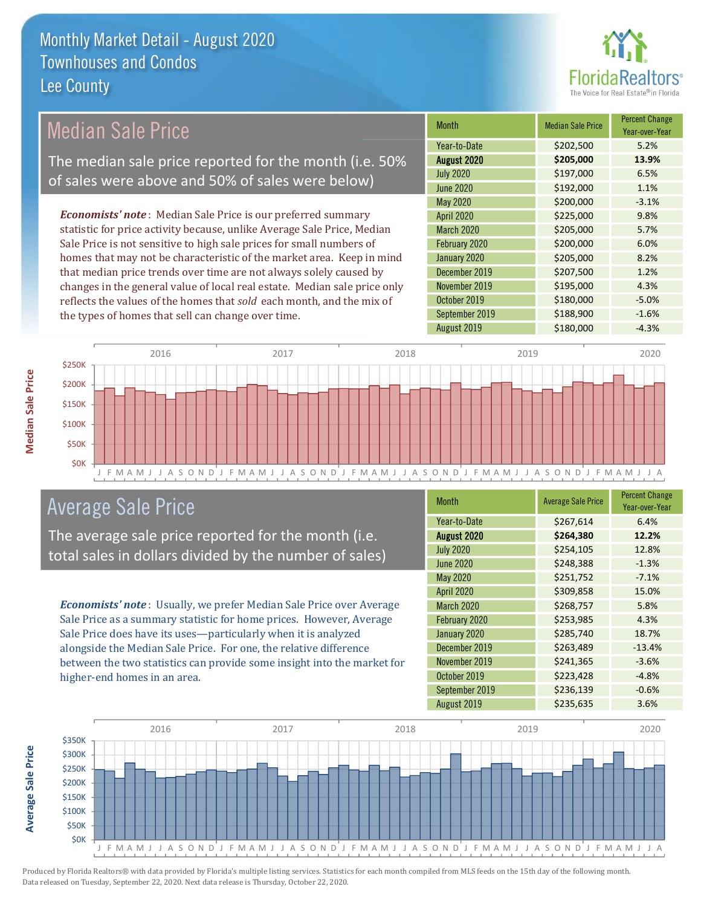# Monthly Market Detail - August 2020
## Townhouses and Condos
## Lee County

## Median Sale Price

The median sale price reported for the month (i.e. 50% of sales were above and 50% of sales were below)

*Economists' note*: Median Sale Price is our preferred summary statistic for price activity because, unlike Average Sale Price, Median Sale Price is not sensitive to high sale prices for small numbers of homes that may not be characteristic of the market area. Keep in mind that median price trends over time are not always solely caused by changes in the general value of local real estate. Median sale price only reflects the values of the homes that *sold* each month, and the mix of the types of homes that sell can change over time.

| Month | Median Sale Price | Percent Change Year-over-Year |
|---|---|---|
| Year-to-Date | $202,500 | 5.2% |
| **August 2020** | **$205,000** | **13.9%** |
| July 2020 | $197,000 | 6.5% |
| June 2020 | $192,000 | 1.1% |
| May 2020 | $200,000 | -3.1% |
| April 2020 | $225,000 | 9.8% |
| March 2020 | $205,000 | 5.7% |
| February 2020 | $200,000 | 6.0% |
| January 2020 | $205,000 | 8.2% |
| December 2019 | $207,500 | 1.2% |
| November 2019 | $195,000 | 4.3% |
| October 2019 | $180,000 | -5.0% |
| September 2019 | $188,900 | -1.6% |
| August 2019 | $180,000 | -4.3% |

## Average Sale Price

The average sale price reported for the month (i.e. total sales in dollars divided by the number of sales)

*Economists' note*: Usually, we prefer Median Sale Price over Average Sale Price as a summary statistic for home prices. However, Average Sale Price does have its uses—particularly when it is analyzed alongside the Median Sale Price. For one, the relative difference between the two statistics can provide some insight into the market for higher-end homes in an area.

| Month | Average Sale Price | Percent Change Year-over-Year |
|---|---|---|
| Year-to-Date | $267,614 | 6.4% |
| **August 2020** | **$264,380** | **12.2%** |
| July 2020 | $254,105 | 12.8% |
| June 2020 | $248,388 | -1.3% |
| May 2020 | $251,752 | -7.1% |
| April 2020 | $309,858 | 15.0% |
| March 2020 | $268,757 | 5.8% |
| February 2020 | $253,985 | 4.3% |
| January 2020 | $285,740 | 18.7% |
| December 2019 | $263,489 | -13.4% |
| November 2019 | $241,365 | -3.6% |
| October 2019 | $223,428 | -4.8% |
| September 2019 | $236,139 | -0.6% |
| August 2019 | $235,635 | 3.6% |

Produced by Florida Realtors® with data provided by Florida's multiple listing services. Statistics for each month compiled from MLS feeds on the 15th day of the following month. Data released on Tuesday, September 22, 2020. Next data release is Thursday, October 22, 2020.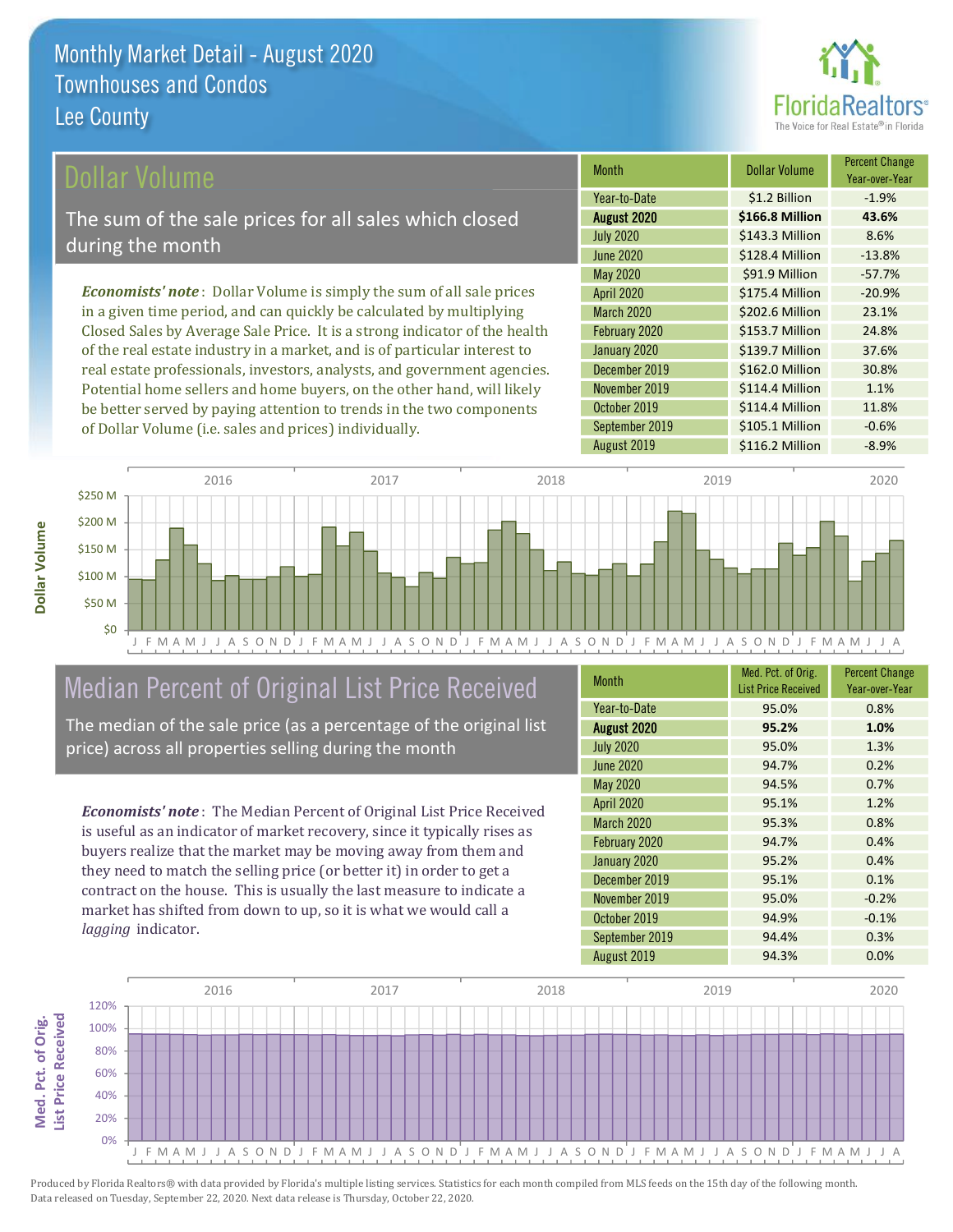# Monthly Market Detail - August 2020
## Townhouses and Condos
## Lee County

## Dollar Volume

The sum of the sale prices for all sales which closed during the month

*Economists' note*: Dollar Volume is simply the sum of all sale prices in a given time period, and can quickly be calculated by multiplying Closed Sales by Average Sale Price. It is a strong indicator of the health of the real estate industry in a market, and is of particular interest to real estate professionals, investors, analysts, and government agencies. Potential home sellers and home buyers, on the other hand, will likely be better served by paying attention to trends in the two components of Dollar Volume (i.e. sales and prices) individually.

| Month | Dollar Volume | Percent Change Year-over-Year |
|---|---|---|
| Year-to-Date | $1.2 Billion | -1.9% |
| **August 2020** | **$166.8 Million** | **43.6%** |
| July 2020 | $143.3 Million | 8.6% |
| June 2020 | $128.4 Million | -13.8% |
| May 2020 | $91.9 Million | -57.7% |
| April 2020 | $175.4 Million | -20.9% |
| March 2020 | $202.6 Million | 23.1% |
| February 2020 | $153.7 Million | 24.8% |
| January 2020 | $139.7 Million | 37.6% |
| December 2019 | $162.0 Million | 30.8% |
| November 2019 | $114.4 Million | 1.1% |
| October 2019 | $114.4 Million | 11.8% |
| September 2019 | $105.1 Million | -0.6% |
| August 2019 | $116.2 Million | -8.9% |

## Median Percent of Original List Price Received

The median of the sale price (as a percentage of the original list price) across all properties selling during the month

*Economists' note*: The Median Percent of Original List Price Received is useful as an indicator of market recovery, since it typically rises as buyers realize that the market may be moving away from them and they need to match the selling price (or better it) in order to get a contract on the house. This is usually the last measure to indicate a market has shifted from down to up, so it is what we would call a *lagging* indicator.

| Month | Med. Pct. of Orig. List Price Received | Percent Change Year-over-Year |
|---|---|---|
| Year-to-Date | 95.0% | 0.8% |
| **August 2020** | **95.2%** | **1.0%** |
| July 2020 | 95.0% | 1.3% |
| June 2020 | 94.7% | 0.2% |
| May 2020 | 94.5% | 0.7% |
| April 2020 | 95.1% | 1.2% |
| March 2020 | 95.3% | 0.8% |
| February 2020 | 94.7% | 0.4% |
| January 2020 | 95.2% | 0.4% |
| December 2019 | 95.1% | 0.1% |
| November 2019 | 95.0% | -0.2% |
| October 2019 | 94.9% | -0.1% |
| September 2019 | 94.4% | 0.3% |
| August 2019 | 94.3% | 0.0% |

Produced by Florida Realtors® with data provided by Florida's multiple listing services. Statistics for each month compiled from MLS feeds on the 15th day of the following month. Data released on Tuesday, September 22, 2020. Next data release is Thursday, October 22, 2020.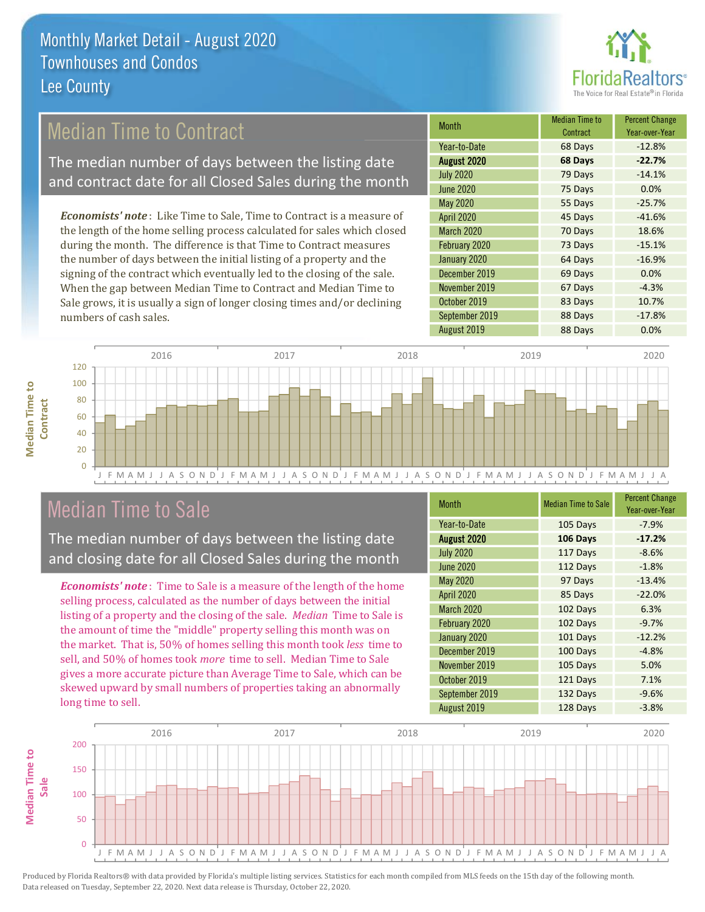# Monthly Market Detail - August 2020
## Townhouses and Condos
## Lee County

## Median Time to Contract

The median number of days between the listing date and contract date for all Closed Sales during the month

*Economists' note*: Like Time to Sale, Time to Contract is a measure of the length of the home selling process calculated for sales which closed during the month. The difference is that Time to Contract measures the number of days between the initial listing of a property and the signing of the contract which eventually led to the closing of the sale. When the gap between Median Time to Contract and Median Time to Sale grows, it is usually a sign of longer closing times and/or declining numbers of cash sales.

| Month | Median Time to Contract | Percent Change Year-over-Year |
|---|---|---|
| Year-to-Date | 68 Days | -12.8% |
| **August 2020** | **68 Days** | **-22.7%** |
| July 2020 | 79 Days | -14.1% |
| June 2020 | 75 Days | 0.0% |
| May 2020 | 55 Days | -25.7% |
| April 2020 | 45 Days | -41.6% |
| March 2020 | 70 Days | 18.6% |
| February 2020 | 73 Days | -15.1% |
| January 2020 | 64 Days | -16.9% |
| December 2019 | 69 Days | 0.0% |
| November 2019 | 67 Days | -4.3% |
| October 2019 | 83 Days | 10.7% |
| September 2019 | 88 Days | -17.8% |
| August 2019 | 88 Days | 0.0% |

## Median Time to Sale

The median number of days between the listing date and closing date for all Closed Sales during the month

*Economists' note*: Time to Sale is a measure of the length of the home selling process, calculated as the number of days between the initial listing of a property and the closing of the sale. *Median* Time to Sale is the amount of time the "middle" property selling this month was on the market. That is, 50% of homes selling this month took *less* time to sell, and 50% of homes took *more* time to sell. Median Time to Sale gives a more accurate picture than Average Time to Sale, which can be skewed upward by small numbers of properties taking an abnormally long time to sell.

| Month | Median Time to Sale | Percent Change Year-over-Year |
|---|---|---|
| Year-to-Date | 105 Days | -7.9% |
| **August 2020** | **106 Days** | **-17.2%** |
| July 2020 | 117 Days | -8.6% |
| June 2020 | 112 Days | -1.8% |
| May 2020 | 97 Days | -13.4% |
| April 2020 | 85 Days | -22.0% |
| March 2020 | 102 Days | 6.3% |
| February 2020 | 102 Days | -9.7% |
| January 2020 | 101 Days | -12.2% |
| December 2019 | 100 Days | -4.8% |
| November 2019 | 105 Days | 5.0% |
| October 2019 | 121 Days | 7.1% |
| September 2019 | 132 Days | -9.6% |
| August 2019 | 128 Days | -3.8% |

Produced by Florida Realtors® with data provided by Florida's multiple listing services. Statistics for each month compiled from MLS feeds on the 15th day of the following month. Data released on Tuesday, September 22, 2020. Next data release is Thursday, October 22, 2020.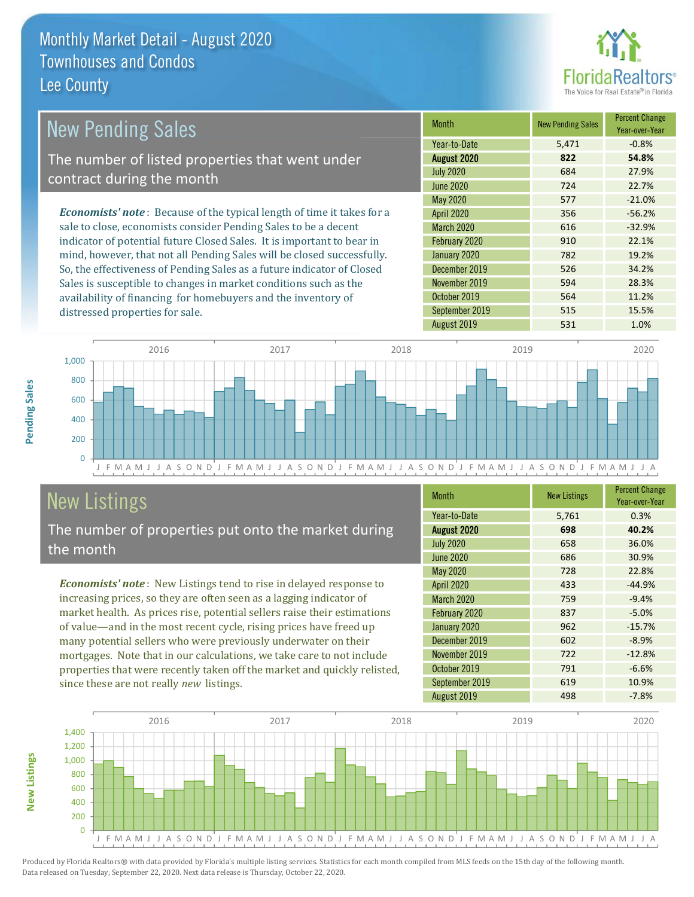# Monthly Market Detail - August 2020
## Townhouses and Condos
## Lee County

## New Pending Sales

The number of listed properties that went under contract during the month

*Economists' note*: Because of the typical length of time it takes for a sale to close, economists consider Pending Sales to be a decent indicator of potential future Closed Sales. It is important to bear in mind, however, that not all Pending Sales will be closed successfully. So, the effectiveness of Pending Sales as a future indicator of Closed Sales is susceptible to changes in market conditions such as the availability of financing for homebuyers and the inventory of distressed properties for sale.

| Month | New Pending Sales | Percent Change Year-over-Year |
|---|---|---|
| Year-to-Date | 5,471 | -0.8% |
| **August 2020** | **822** | **54.8%** |
| July 2020 | 684 | 27.9% |
| June 2020 | 724 | 22.7% |
| May 2020 | 577 | -21.0% |
| April 2020 | 356 | -56.2% |
| March 2020 | 616 | -32.9% |
| February 2020 | 910 | 22.1% |
| January 2020 | 782 | 19.2% |
| December 2019 | 526 | 34.2% |
| November 2019 | 594 | 28.3% |
| October 2019 | 564 | 11.2% |
| September 2019 | 515 | 15.5% |
| August 2019 | 531 | 1.0% |

## New Listings

The number of properties put onto the market during the month

*Economists' note*: New Listings tend to rise in delayed response to increasing prices, so they are often seen as a lagging indicator of market health. As prices rise, potential sellers raise their estimations of value—and in the most recent cycle, rising prices have freed up many potential sellers who were previously underwater on their mortgages. Note that in our calculations, we take care to not include properties that were recently taken off the market and quickly relisted, since these are not really *new* listings.

| Month | New Listings | Percent Change Year-over-Year |
|---|---|---|
| Year-to-Date | 5,761 | 0.3% |
| **August 2020** | **698** | **40.2%** |
| July 2020 | 658 | 36.0% |
| June 2020 | 686 | 30.9% |
| May 2020 | 728 | 22.8% |
| April 2020 | 433 | -44.9% |
| March 2020 | 759 | -9.4% |
| February 2020 | 837 | -5.0% |
| January 2020 | 962 | -15.7% |
| December 2019 | 602 | -8.9% |
| November 2019 | 722 | -12.8% |
| October 2019 | 791 | -6.6% |
| September 2019 | 619 | 10.9% |
| August 2019 | 498 | -7.8% |

Produced by Florida Realtors® with data provided by Florida's multiple listing services. Statistics for each month compiled from MLS feeds on the 15th day of the following month. Data released on Tuesday, September 22, 2020. Next data release is Thursday, October 22, 2020.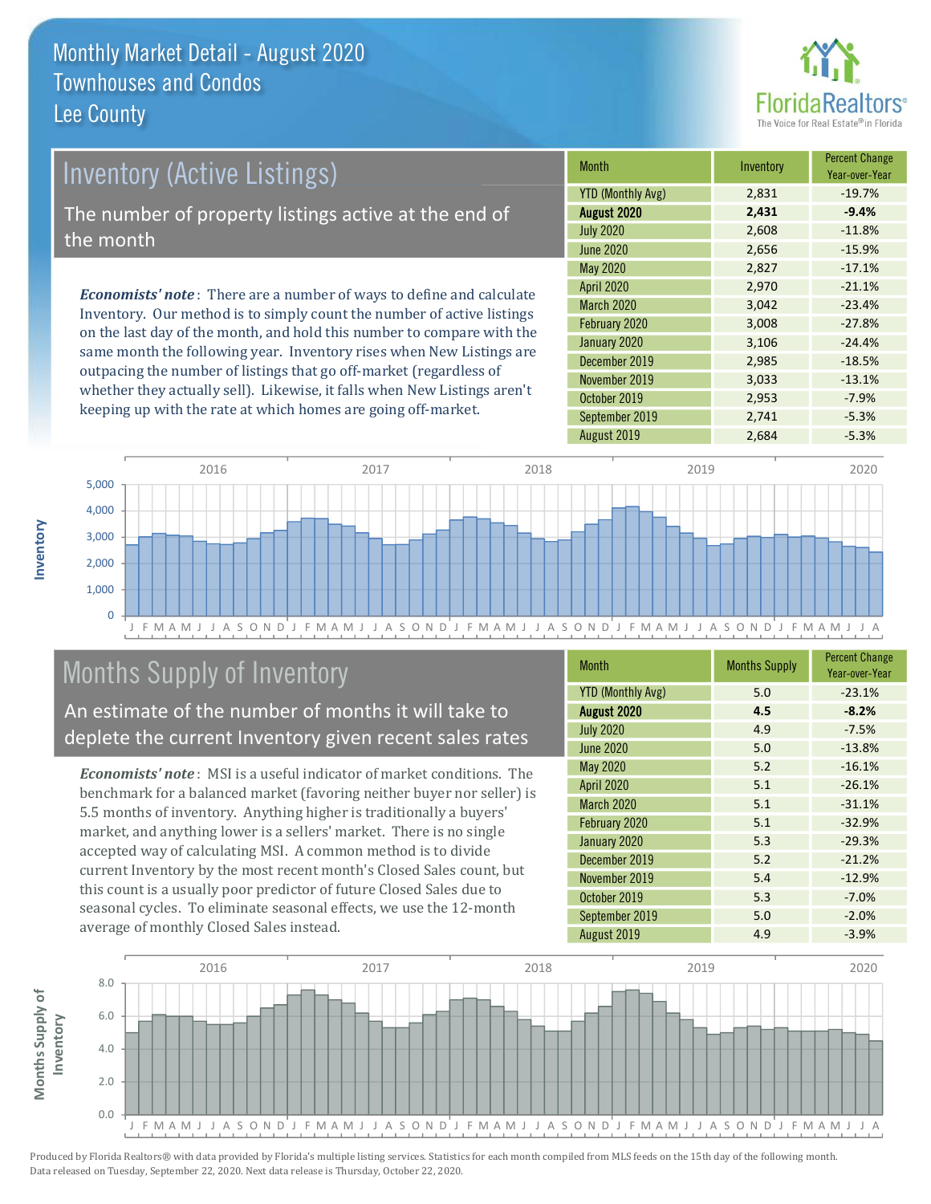# Monthly Market Detail - August 2020
## Townhouses and Condos
## Lee County

## Inventory (Active Listings)

The number of property listings active at the end of the month

***Economists' note***: There are a number of ways to define and calculate Inventory. Our method is to simply count the number of active listings on the last day of the month, and hold this number to compare with the same month the following year. Inventory rises when New Listings are outpacing the number of listings that go off-market (regardless of whether they actually sell). Likewise, it falls when New Listings aren't keeping up with the rate at which homes are going off-market.

| Month | Inventory | Percent Change Year-over-Year |
|---|---|---|
| YTD (Monthly Avg) | 2,831 | -19.7% |
| **August 2020** | **2,431** | **-9.4%** |
| July 2020 | 2,608 | -11.8% |
| June 2020 | 2,656 | -15.9% |
| May 2020 | 2,827 | -17.1% |
| April 2020 | 2,970 | -21.1% |
| March 2020 | 3,042 | -23.4% |
| February 2020 | 3,008 | -27.8% |
| January 2020 | 3,106 | -24.4% |
| December 2019 | 2,985 | -18.5% |
| November 2019 | 3,033 | -13.1% |
| October 2019 | 2,953 | -7.9% |
| September 2019 | 2,741 | -5.3% |
| August 2019 | 2,684 | -5.3% |

## Months Supply of Inventory

An estimate of the number of months it will take to deplete the current Inventory given recent sales rates

***Economists' note***: MSI is a useful indicator of market conditions. The benchmark for a balanced market (favoring neither buyer nor seller) is 5.5 months of inventory. Anything higher is traditionally a buyers' market, and anything lower is a sellers' market. There is no single accepted way of calculating MSI. A common method is to divide current Inventory by the most recent month's Closed Sales count, but this count is a usually poor predictor of future Closed Sales due to seasonal cycles. To eliminate seasonal effects, we use the 12-month average of monthly Closed Sales instead.

| Month | Months Supply | Percent Change Year-over-Year |
|---|---|---|
| YTD (Monthly Avg) | 5.0 | -23.1% |
| **August 2020** | **4.5** | **-8.2%** |
| July 2020 | 4.9 | -7.5% |
| June 2020 | 5.0 | -13.8% |
| May 2020 | 5.2 | -16.1% |
| April 2020 | 5.1 | -26.1% |
| March 2020 | 5.1 | -31.1% |
| February 2020 | 5.1 | -32.9% |
| January 2020 | 5.3 | -29.3% |
| December 2019 | 5.2 | -21.2% |
| November 2019 | 5.4 | -12.9% |
| October 2019 | 5.3 | -7.0% |
| September 2019 | 5.0 | -2.0% |
| August 2019 | 4.9 | -3.9% |

Produced by Florida Realtors® with data provided by Florida's multiple listing services. Statistics for each month compiled from MLS feeds on the 15th day of the following month. Data released on Tuesday, September 22, 2020. Next data release is Thursday, October 22, 2020.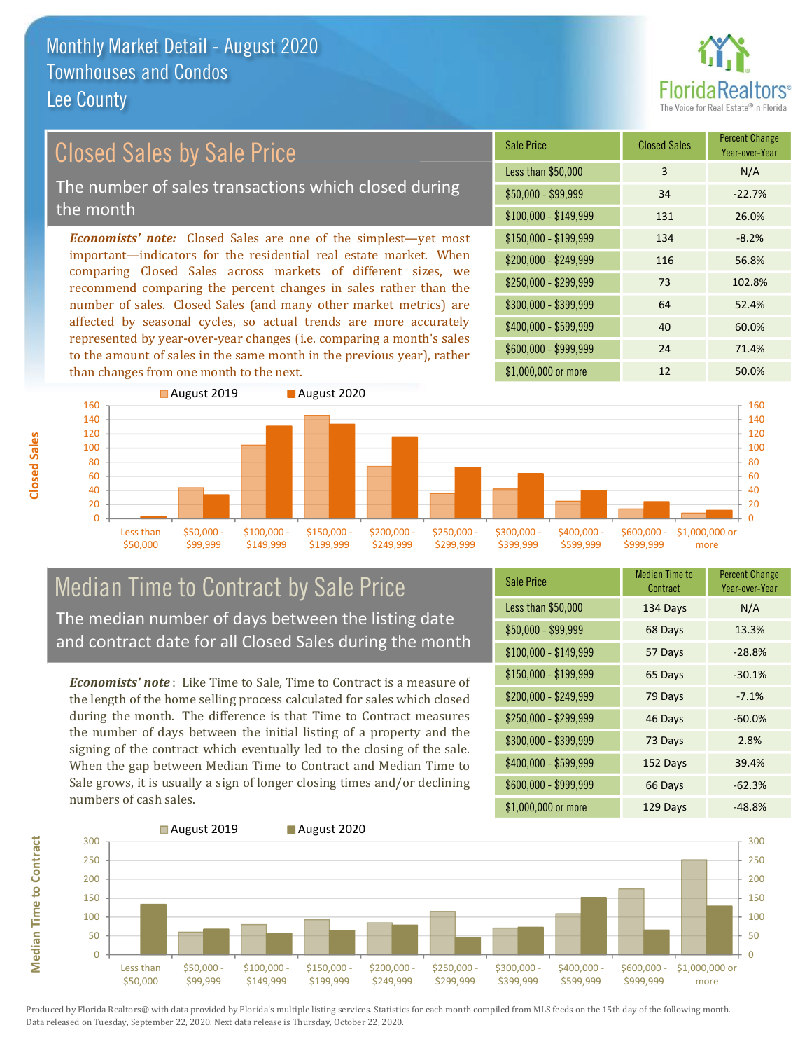# Monthly Market Detail - August 2020
## Townhouses and Condos
## Lee County

## Closed Sales by Sale Price

The number of sales transactions which closed during the month

*Economists' note:* Closed Sales are one of the simplest—yet most important—indicators for the residential real estate market. When comparing Closed Sales across markets of different sizes, we recommend comparing the percent changes in sales rather than the number of sales. Closed Sales (and many other market metrics) are affected by seasonal cycles, so actual trends are more accurately represented by year-over-year changes (i.e. comparing a month's sales to the amount of sales in the same month in the previous year), rather than changes from one month to the next.

| Sale Price | Closed Sales | Percent Change Year-over-Year |
|---|---|---|
| Less than $50,000 | 3 | N/A |
| $50,000 - $99,999 | 34 | -22.7% |
| $100,000 - $149,999 | 131 | 26.0% |
| $150,000 - $199,999 | 134 | -8.2% |
| $200,000 - $249,999 | 116 | 56.8% |
| $250,000 - $299,999 | 73 | 102.8% |
| $300,000 - $399,999 | 64 | 52.4% |
| $400,000 - $599,999 | 40 | 60.0% |
| $600,000 - $999,999 | 24 | 71.4% |
| $1,000,000 or more | 12 | 50.0% |

## Median Time to Contract by Sale Price

The median number of days between the listing date and contract date for all Closed Sales during the month

*Economists' note*: Like Time to Sale, Time to Contract is a measure of the length of the home selling process calculated for sales which closed during the month. The difference is that Time to Contract measures the number of days between the initial listing of a property and the signing of the contract which eventually led to the closing of the sale. When the gap between Median Time to Contract and Median Time to Sale grows, it is usually a sign of longer closing times and/or declining numbers of cash sales.

| Sale Price | Median Time to Contract | Percent Change Year-over-Year |
|---|---|---|
| Less than $50,000 | 134 Days | N/A |
| $50,000 - $99,999 | 68 Days | 13.3% |
| $100,000 - $149,999 | 57 Days | -28.8% |
| $150,000 - $199,999 | 65 Days | -30.1% |
| $200,000 - $249,999 | 79 Days | -7.1% |
| $250,000 - $299,999 | 46 Days | -60.0% |
| $300,000 - $399,999 | 73 Days | 2.8% |
| $400,000 - $599,999 | 152 Days | 39.4% |
| $600,000 - $999,999 | 66 Days | -62.3% |
| $1,000,000 or more | 129 Days | -48.8% |

Produced by Florida Realtors® with data provided by Florida's multiple listing services. Statistics for each month compiled from MLS feeds on the 15th day of the following month. Data released on Tuesday, September 22, 2020. Next data release is Thursday, October 22, 2020.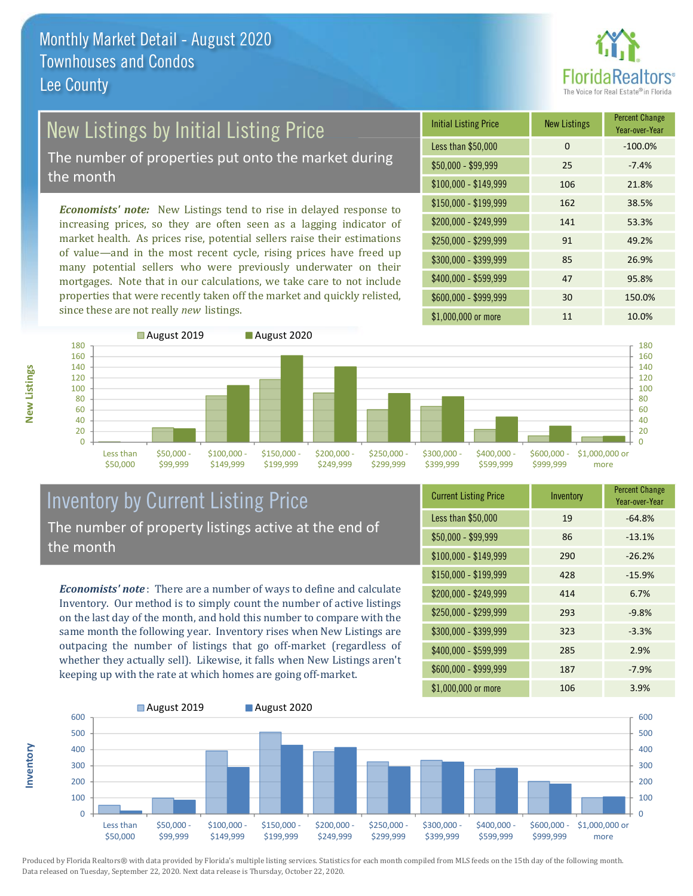# Monthly Market Detail - August 2020
## Townhouses and Condos
## Lee County

## New Listings by Initial Listing Price

The number of properties put onto the market during the month

*Economists' note:* New Listings tend to rise in delayed response to increasing prices, so they are often seen as a lagging indicator of market health. As prices rise, potential sellers raise their estimations of value—and in the most recent cycle, rising prices have freed up many potential sellers who were previously underwater on their mortgages. Note that in our calculations, we take care to not include properties that were recently taken off the market and quickly relisted, since these are not really *new* listings.

| Initial Listing Price | New Listings | Percent Change Year-over-Year |
|---|---|---|
| Less than $50,000 | 0 | -100.0% |
| $50,000 - $99,999 | 25 | -7.4% |
| $100,000 - $149,999 | 106 | 21.8% |
| $150,000 - $199,999 | 162 | 38.5% |
| $200,000 - $249,999 | 141 | 53.3% |
| $250,000 - $299,999 | 91 | 49.2% |
| $300,000 - $399,999 | 85 | 26.9% |
| $400,000 - $599,999 | 47 | 95.8% |
| $600,000 - $999,999 | 30 | 150.0% |
| $1,000,000 or more | 11 | 10.0% |

## Inventory by Current Listing Price

The number of property listings active at the end of the month

*Economists' note*: There are a number of ways to define and calculate Inventory. Our method is to simply count the number of active listings on the last day of the month, and hold this number to compare with the same month the following year. Inventory rises when New Listings are outpacing the number of listings that go off-market (regardless of whether they actually sell). Likewise, it falls when New Listings aren't keeping up with the rate at which homes are going off-market.

| Current Listing Price | Inventory | Percent Change Year-over-Year |
|---|---|---|
| Less than $50,000 | 19 | -64.8% |
| $50,000 - $99,999 | 86 | -13.1% |
| $100,000 - $149,999 | 290 | -26.2% |
| $150,000 - $199,999 | 428 | -15.9% |
| $200,000 - $249,999 | 414 | 6.7% |
| $250,000 - $299,999 | 293 | -9.8% |
| $300,000 - $399,999 | 323 | -3.3% |
| $400,000 - $599,999 | 285 | 2.9% |
| $600,000 - $999,999 | 187 | -7.9% |
| $1,000,000 or more | 106 | 3.9% |

Produced by Florida Realtors® with data provided by Florida's multiple listing services. Statistics for each month compiled from MLS feeds on the 15th day of the following month. Data released on Tuesday, September 22, 2020. Next data release is Thursday, October 22, 2020.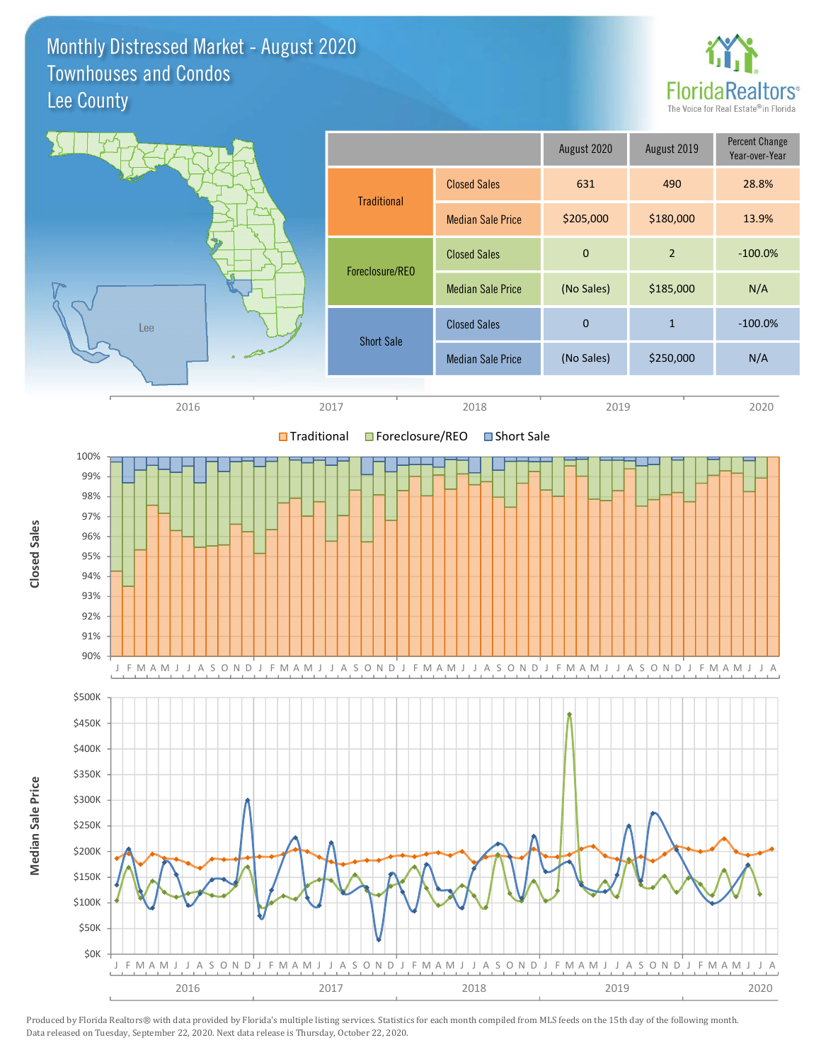# Monthly Distressed Market - August 2020
## Townhouses and Condos
## Lee County

FloridaRealtors®
The Voice for Real Estate® in Florida

Lee

| | | August 2020 | August 2019 | Percent Change Year-over-Year |
|---|---|---|---|---|
| Traditional | Closed Sales | 631 | 490 | 28.8% |
| | Median Sale Price | $205,000 | $180,000 | 13.9% |
| Foreclosure/REO | Closed Sales | 0 | 2 | -100.0% |
| | Median Sale Price | (No Sales) | $185,000 | N/A |
| Short Sale | Closed Sales | 0 | 1 | -100.0% |
| | Median Sale Price | (No Sales) | $250,000 | N/A |

2016 2017 2018 2019 2020

Traditional Foreclosure/REO Short Sale

Closed Sales

100% 99% 98% 97% 96% 95% 94% 93% 92% 91% 90%

J F M A M J J A S O N D J F M A M J J A S O N D J F M A M J J A S O N D J F M A M J J A S O N D J F M A M J J A

Median Sale Price

$500K $450K $400K $350K $300K $250K $200K $150K $100K $50K $0K

J F M A M J J A S O N D J F M A M J J A S O N D J F M A M J J A S O N D J F M A M J J A S O N D J F M A M J J A

2016 2017 2018 2019 2020

Produced by Florida Realtors® with data provided by Florida's multiple listing services. Statistics for each month compiled from MLS feeds on the 15th day of the following month.
Data released on Tuesday, September 22, 2020. Next data release is Thursday, October 22, 2020.